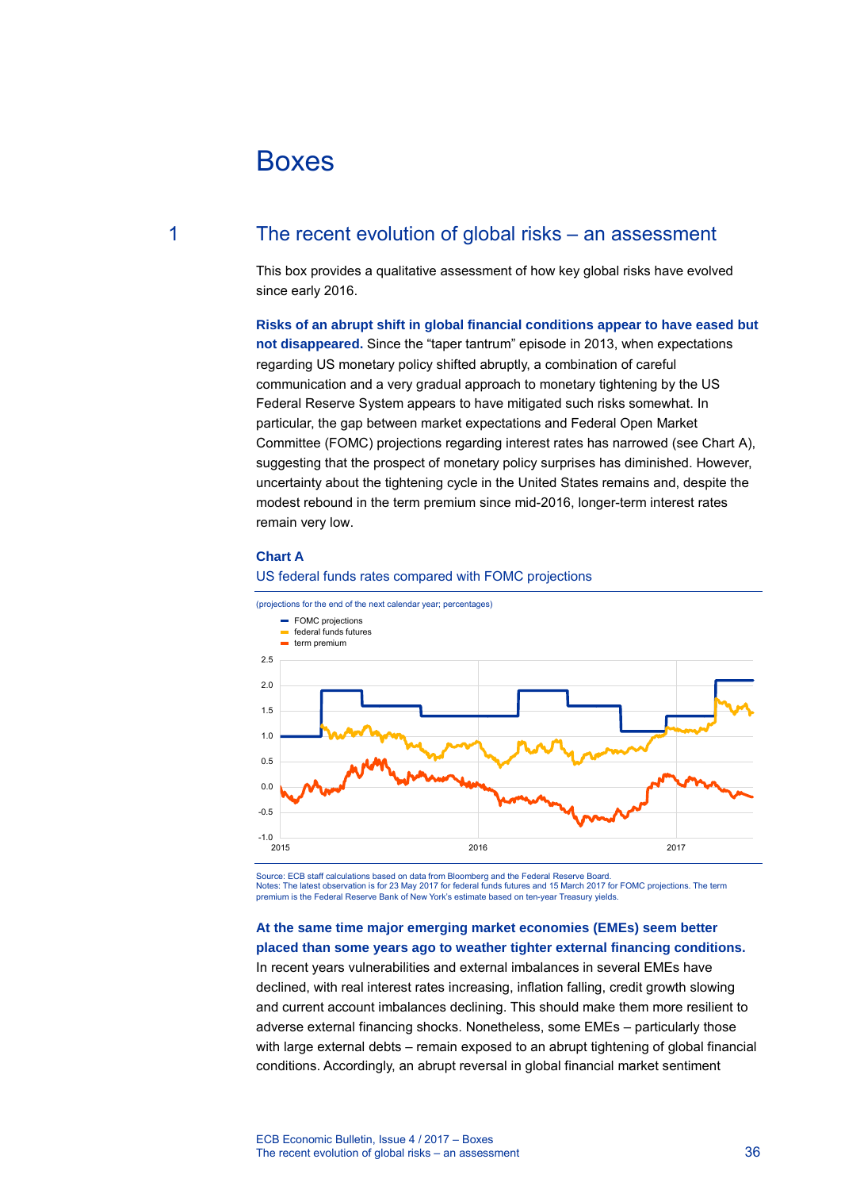# Boxes

## 1 The recent evolution of global risks – an assessment

This box provides a qualitative assessment of how key global risks have evolved since early 2016.

**Risks of an abrupt shift in global financial conditions appear to have eased but not disappeared.** Since the "taper tantrum" episode in 2013, when expectations regarding US monetary policy shifted abruptly, a combination of careful communication and a very gradual approach to monetary tightening by the US Federal Reserve System appears to have mitigated such risks somewhat. In particular, the gap between market expectations and Federal Open Market Committee (FOMC) projections regarding interest rates has narrowed (see Chart A), suggesting that the prospect of monetary policy surprises has diminished. However, uncertainty about the tightening cycle in the United States remains and, despite the modest rebound in the term premium since mid-2016, longer-term interest rates remain very low.

**Chart A**

US federal funds rates compared with FOMC projections

(projections for the end of the next calendar year; percentages)

- FOMC projections
- federal funds futures
- term premium

Source: ECB staff calculations based on data from Bloomberg and the Federal Reserve Board.
Notes: The latest observation is for 23 May 2017 for federal funds futures and 15 March 2017 for FOMC projections. The term premium is the Federal Reserve Bank of New York's estimate based on ten-year Treasury yields.

**At the same time major emerging market economies (EMEs) seem better placed than some years ago to weather tighter external financing conditions.** In recent years vulnerabilities and external imbalances in several EMEs have declined, with real interest rates increasing, inflation falling, credit growth slowing and current account imbalances declining. This should make them more resilient to adverse external financing shocks. Nonetheless, some EMEs – particularly those with large external debts – remain exposed to an abrupt tightening of global financial conditions. Accordingly, an abrupt reversal in global financial market sentiment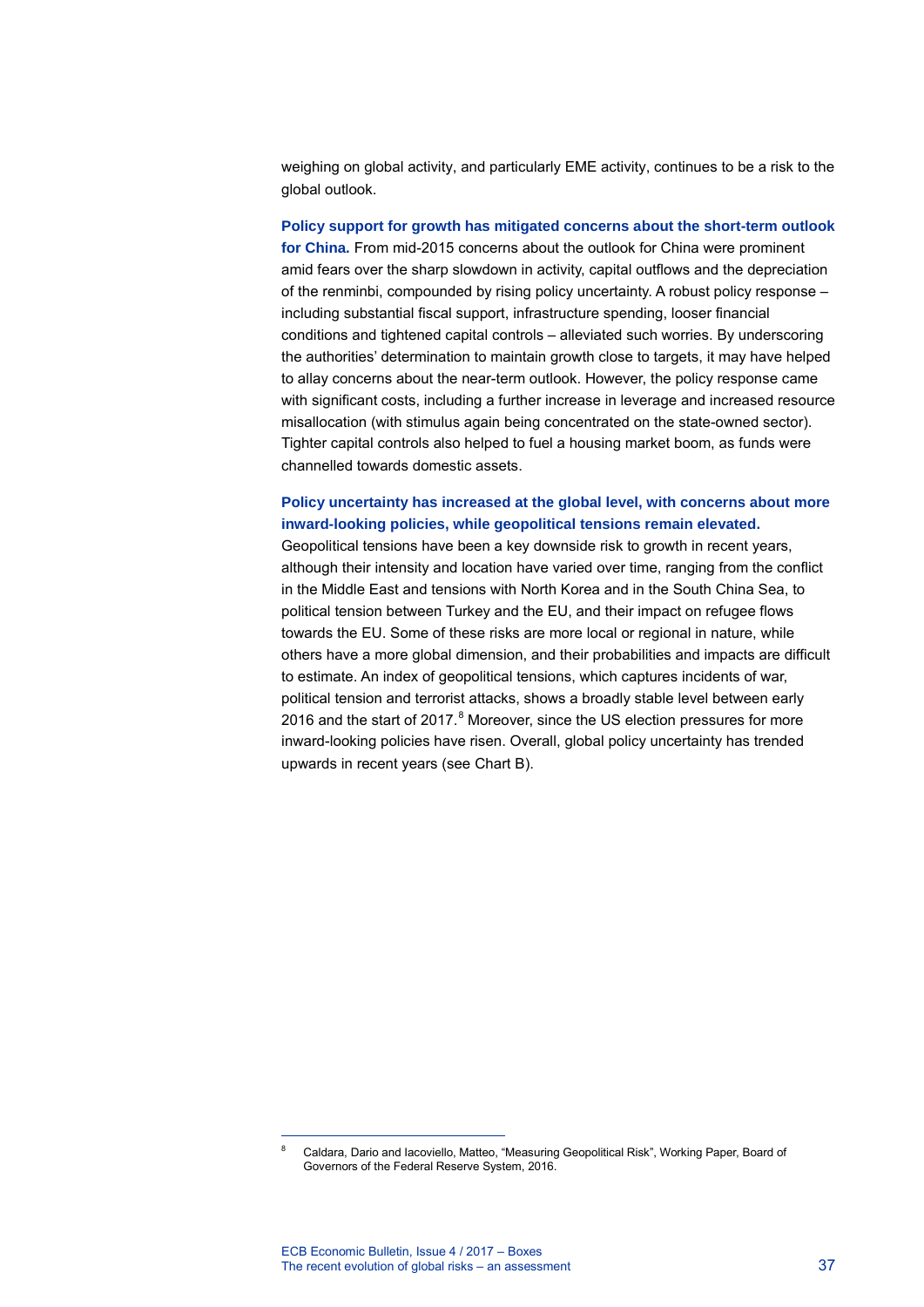weighing on global activity, and particularly EME activity, continues to be a risk to the global outlook.

**Policy support for growth has mitigated concerns about the short-term outlook for China.** From mid-2015 concerns about the outlook for China were prominent amid fears over the sharp slowdown in activity, capital outflows and the depreciation of the renminbi, compounded by rising policy uncertainty. A robust policy response – including substantial fiscal support, infrastructure spending, looser financial conditions and tightened capital controls – alleviated such worries. By underscoring the authorities' determination to maintain growth close to targets, it may have helped to allay concerns about the near-term outlook. However, the policy response came with significant costs, including a further increase in leverage and increased resource misallocation (with stimulus again being concentrated on the state-owned sector). Tighter capital controls also helped to fuel a housing market boom, as funds were channelled towards domestic assets.

**Policy uncertainty has increased at the global level, with concerns about more inward-looking policies, while geopolitical tensions remain elevated.** Geopolitical tensions have been a key downside risk to growth in recent years, although their intensity and location have varied over time, ranging from the conflict in the Middle East and tensions with North Korea and in the South China Sea, to political tension between Turkey and the EU, and their impact on refugee flows towards the EU. Some of these risks are more local or regional in nature, while others have a more global dimension, and their probabilities and impacts are difficult to estimate. An index of geopolitical tensions, which captures incidents of war, political tension and terrorist attacks, shows a broadly stable level between early 2016 and the start of 2017.[8] Moreover, since the US election pressures for more inward-looking policies have risen. Overall, global policy uncertainty has trended upwards in recent years (see Chart B).

---

[8] Caldara, Dario and Iacoviello, Matteo, "Measuring Geopolitical Risk", Working Paper, Board of Governors of the Federal Reserve System, 2016.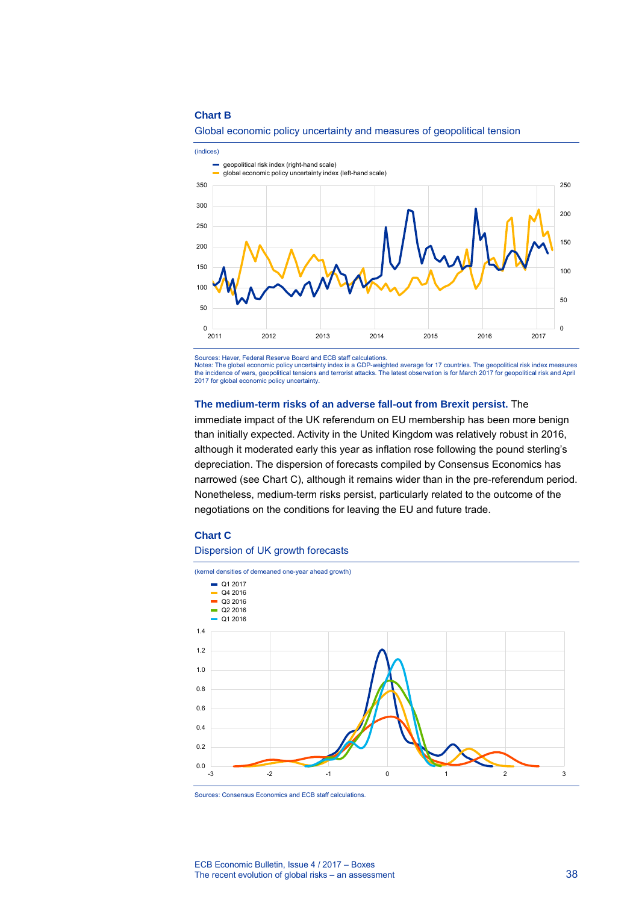**Chart B**

Global economic policy uncertainty and measures of geopolitical tension

(indices)

- geopolitical risk index (right-hand scale)
- global economic policy uncertainty index (left-hand scale)

Sources: Haver, Federal Reserve Board and ECB staff calculations.
Notes: The global economic policy uncertainty index is a GDP-weighted average for 17 countries. The geopolitical risk index measures the incidence of wars, geopolitical tensions and terrorist attacks. The latest observation is for March 2017 for geopolitical risk and April 2017 for global economic policy uncertainty.

**The medium-term risks of an adverse fall-out from Brexit persist.** The immediate impact of the UK referendum on EU membership has been more benign than initially expected. Activity in the United Kingdom was relatively robust in 2016, although it moderated early this year as inflation rose following the pound sterling's depreciation. The dispersion of forecasts compiled by Consensus Economics has narrowed (see Chart C), although it remains wider than in the pre-referendum period. Nonetheless, medium-term risks persist, particularly related to the outcome of the negotiations on the conditions for leaving the EU and future trade.

**Chart C**

Dispersion of UK growth forecasts

(kernel densities of demeaned one-year ahead growth)

- Q1 2017
- Q4 2016
- Q3 2016
- Q2 2016
- Q1 2016

Sources: Consensus Economics and ECB staff calculations.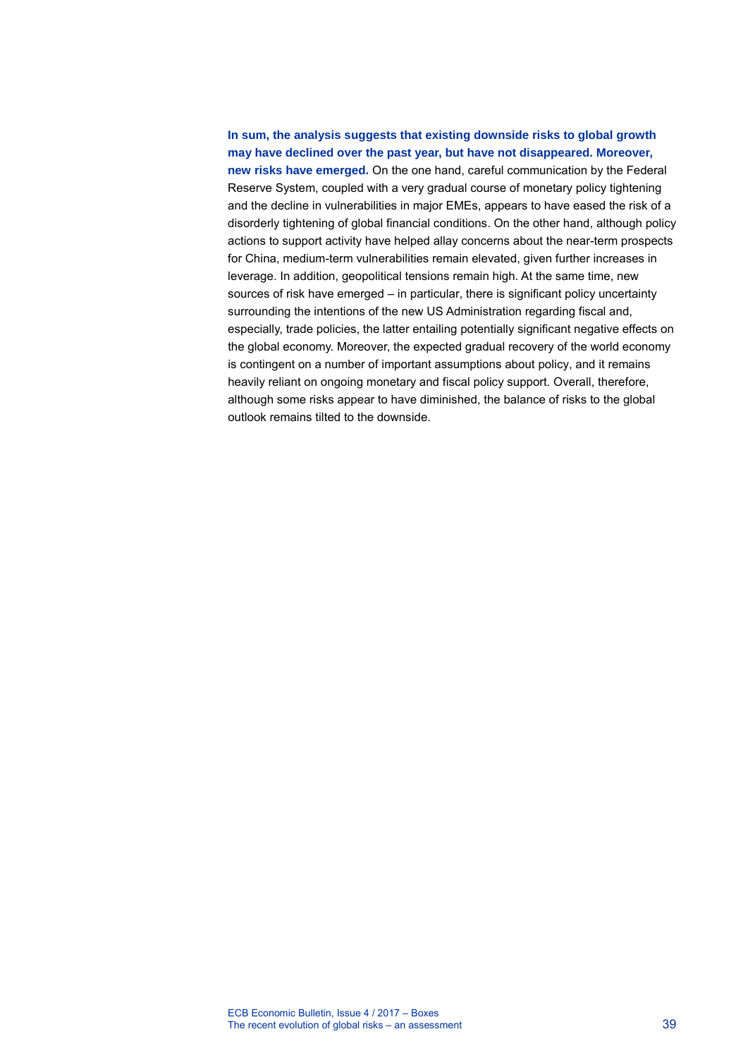**In sum, the analysis suggests that existing downside risks to global growth may have declined over the past year, but have not disappeared. Moreover, new risks have emerged.** On the one hand, careful communication by the Federal Reserve System, coupled with a very gradual course of monetary policy tightening and the decline in vulnerabilities in major EMEs, appears to have eased the risk of a disorderly tightening of global financial conditions. On the other hand, although policy actions to support activity have helped allay concerns about the near-term prospects for China, medium-term vulnerabilities remain elevated, given further increases in leverage. In addition, geopolitical tensions remain high. At the same time, new sources of risk have emerged – in particular, there is significant policy uncertainty surrounding the intentions of the new US Administration regarding fiscal and, especially, trade policies, the latter entailing potentially significant negative effects on the global economy. Moreover, the expected gradual recovery of the world economy is contingent on a number of important assumptions about policy, and it remains heavily reliant on ongoing monetary and fiscal policy support. Overall, therefore, although some risks appear to have diminished, the balance of risks to the global outlook remains tilted to the downside.